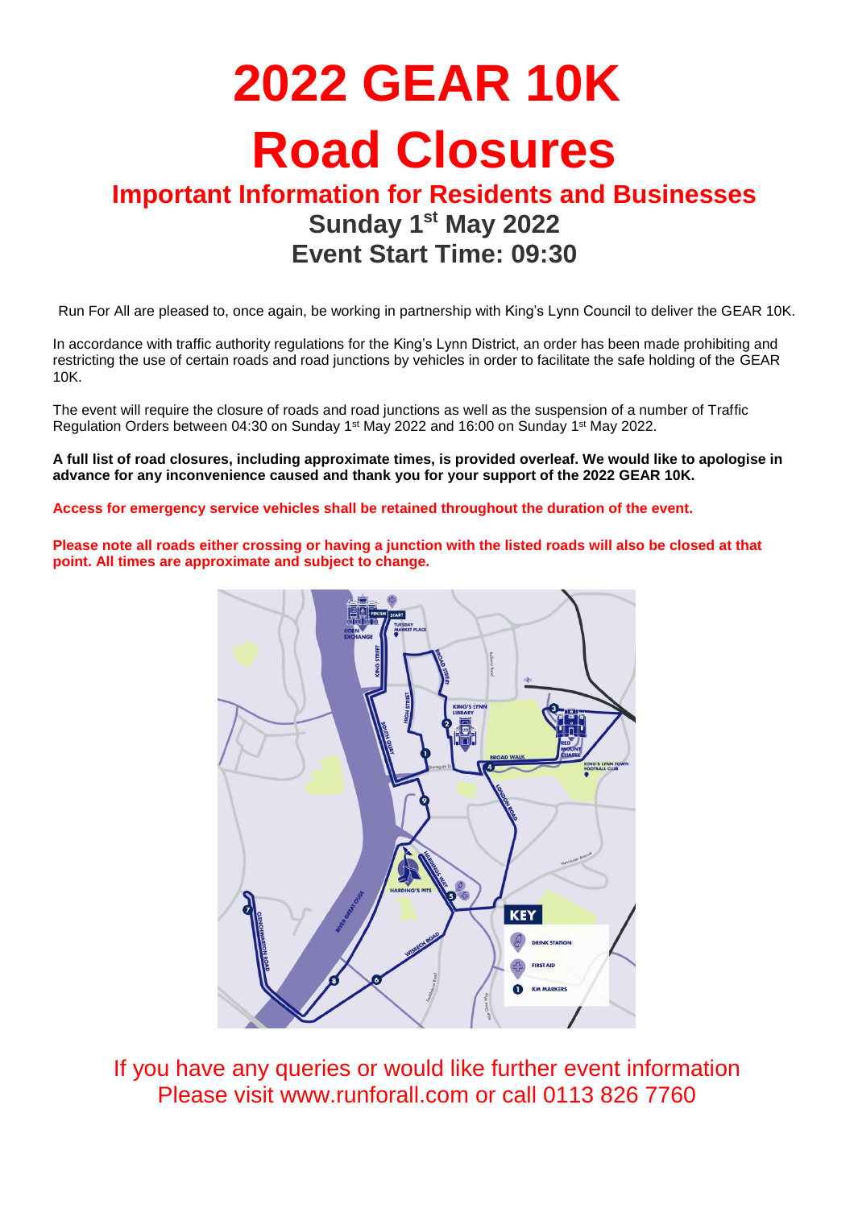# 2022 GEAR 10K

# Road Closures

## Important Information for Residents and Businesses

### Sunday 1st May 2022

### Event Start Time: 09:30

Run For All are pleased to, once again, be working in partnership with King's Lynn Council to deliver the GEAR 10K.

In accordance with traffic authority regulations for the King's Lynn District, an order has been made prohibiting and restricting the use of certain roads and road junctions by vehicles in order to facilitate the safe holding of the GEAR 10K.

The event will require the closure of roads and road junctions as well as the suspension of a number of Traffic Regulation Orders between 04:30 on Sunday 1st May 2022 and 16:00 on Sunday 1st May 2022.

**A full list of road closures, including approximate times, is provided overleaf. We would like to apologise in advance for any inconvenience caused and thank you for your support of the 2022 GEAR 10K.**

**Access for emergency service vehicles shall be retained throughout the duration of the event.**

**Please note all roads either crossing or having a junction with the listed roads will also be closed at that point. All times are approximate and subject to change.**

If you have any queries or would like further event information
Please visit www.runforall.com or call 0113 826 7760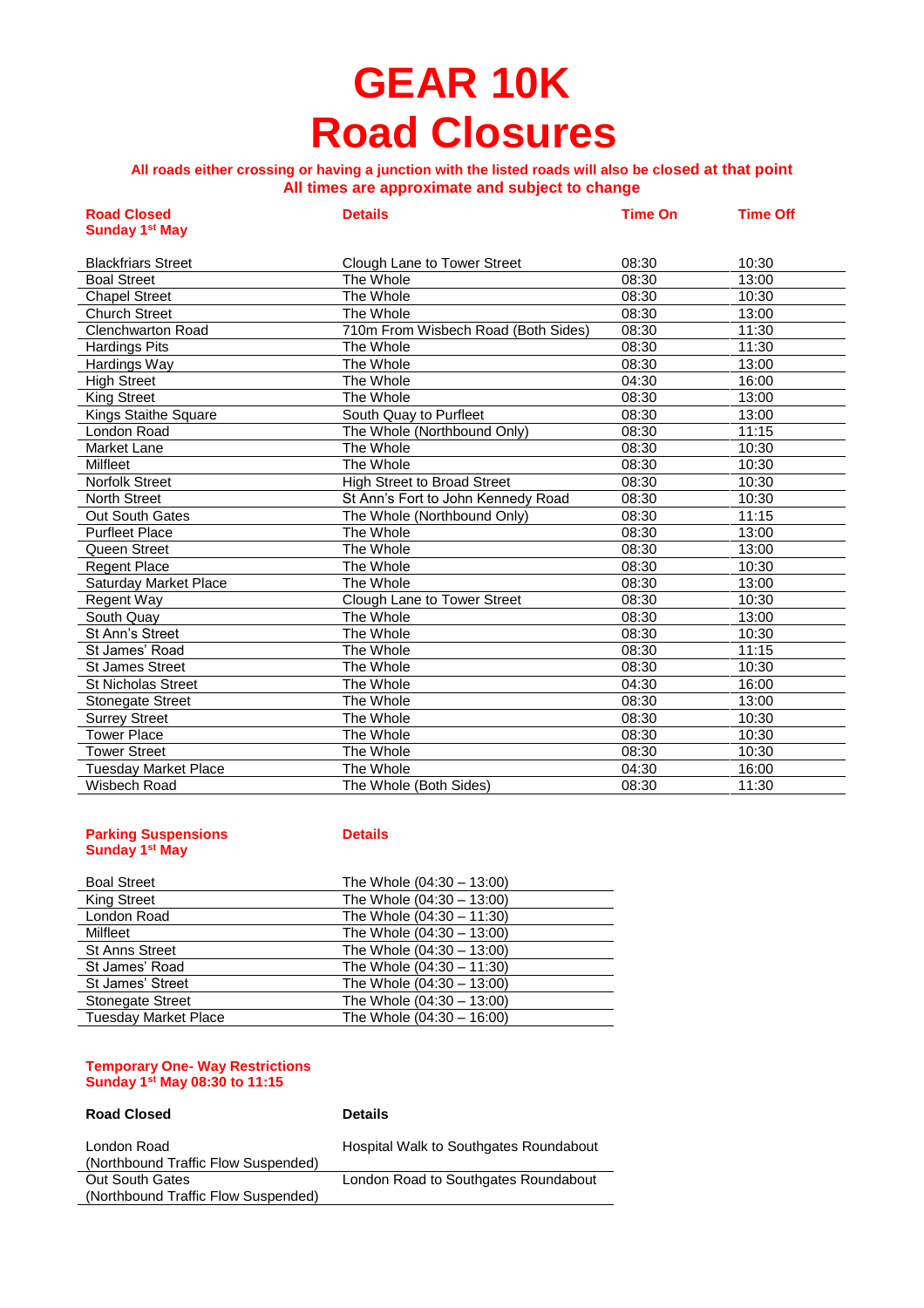# GEAR 10K
# Road Closures

**All roads either crossing or having a junction with the listed roads will also be closed at that point**
**All times are approximate and subject to change**

| Road Closed<br>Sunday 1st May | Details | Time On | Time Off |
|---|---|---|---|
| Blackfriars Street | Clough Lane to Tower Street | 08:30 | 10:30 |
| Boal Street | The Whole | 08:30 | 13:00 |
| Chapel Street | The Whole | 08:30 | 10:30 |
| Church Street | The Whole | 08:30 | 13:00 |
| Clenchwarton Road | 710m From Wisbech Road (Both Sides) | 08:30 | 11:30 |
| Hardings Pits | The Whole | 08:30 | 11:30 |
| Hardings Way | The Whole | 08:30 | 13:00 |
| High Street | The Whole | 04:30 | 16:00 |
| King Street | The Whole | 08:30 | 13:00 |
| Kings Staithe Square | South Quay to Purfleet | 08:30 | 13:00 |
| London Road | The Whole (Northbound Only) | 08:30 | 11:15 |
| Market Lane | The Whole | 08:30 | 10:30 |
| Milfleet | The Whole | 08:30 | 10:30 |
| Norfolk Street | High Street to Broad Street | 08:30 | 10:30 |
| North Street | St Ann's Fort to John Kennedy Road | 08:30 | 10:30 |
| Out South Gates | The Whole (Northbound Only) | 08:30 | 11:15 |
| Purfleet Place | The Whole | 08:30 | 13:00 |
| Queen Street | The Whole | 08:30 | 13:00 |
| Regent Place | The Whole | 08:30 | 10:30 |
| Saturday Market Place | The Whole | 08:30 | 13:00 |
| Regent Way | Clough Lane to Tower Street | 08:30 | 10:30 |
| South Quay | The Whole | 08:30 | 13:00 |
| St Ann's Street | The Whole | 08:30 | 10:30 |
| St James' Road | The Whole | 08:30 | 11:15 |
| St James Street | The Whole | 08:30 | 10:30 |
| St Nicholas Street | The Whole | 04:30 | 16:00 |
| Stonegate Street | The Whole | 08:30 | 13:00 |
| Surrey Street | The Whole | 08:30 | 10:30 |
| Tower Place | The Whole | 08:30 | 10:30 |
| Tower Street | The Whole | 08:30 | 10:30 |
| Tuesday Market Place | The Whole | 04:30 | 16:00 |
| Wisbech Road | The Whole (Both Sides) | 08:30 | 11:30 |

| Parking Suspensions<br>Sunday 1st May | Details |
|---|---|
| Boal Street | The Whole (04:30 – 13:00) |
| King Street | The Whole (04:30 – 13:00) |
| London Road | The Whole (04:30 – 11:30) |
| Milfleet | The Whole (04:30 – 13:00) |
| St Anns Street | The Whole (04:30 – 13:00) |
| St James' Road | The Whole (04:30 – 11:30) |
| St James' Street | The Whole (04:30 – 13:00) |
| Stonegate Street | The Whole (04:30 – 13:00) |
| Tuesday Market Place | The Whole (04:30 – 16:00) |

**Temporary One- Way Restrictions**
**Sunday 1st May 08:30 to 11:15**

| Road Closed | Details |
|---|---|
| London Road<br>(Northbound Traffic Flow Suspended) | Hospital Walk to Southgates Roundabout |
| Out South Gates<br>(Northbound Traffic Flow Suspended) | London Road to Southgates Roundabout |